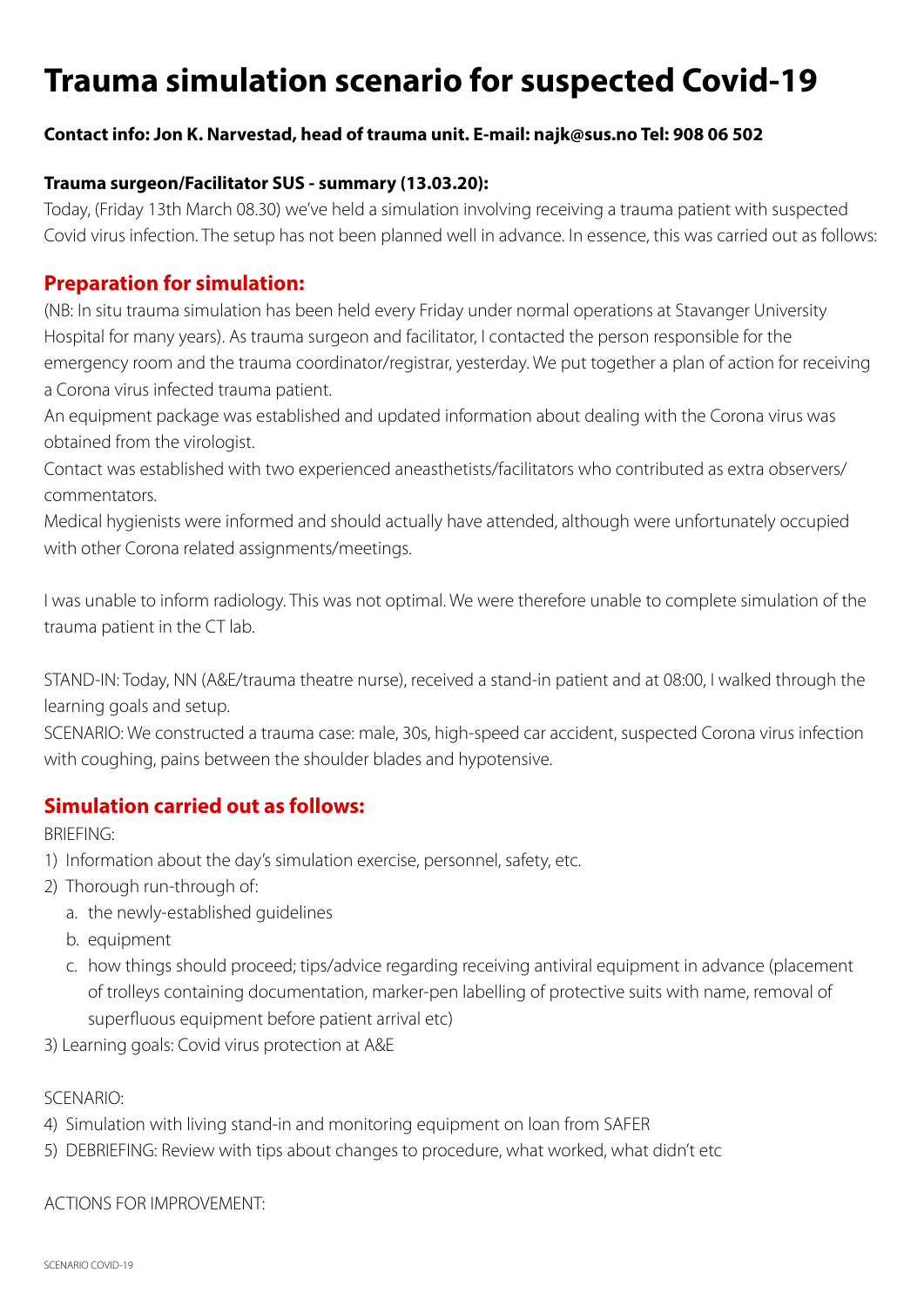# Trauma simulation scenario for suspected Covid-19

**Contact info: Jon K. Narvestad, head of trauma unit. E-mail: najk@sus.no Tel: 908 06 502**

**Trauma surgeon/Facilitator SUS - summary (13.03.20):**

Today, (Friday 13th March 08.30) we've held a simulation involving receiving a trauma patient with suspected Covid virus infection. The setup has not been planned well in advance. In essence, this was carried out as follows:

## Preparation for simulation:

(NB: In situ trauma simulation has been held every Friday under normal operations at Stavanger University Hospital for many years). As trauma surgeon and facilitator, I contacted the person responsible for the emergency room and the trauma coordinator/registrar, yesterday. We put together a plan of action for receiving a Corona virus infected trauma patient.

An equipment package was established and updated information about dealing with the Corona virus was obtained from the virologist.

Contact was established with two experienced aneasthetists/facilitators who contributed as extra observers/commentators.

Medical hygienists were informed and should actually have attended, although were unfortunately occupied with other Corona related assignments/meetings.

I was unable to inform radiology. This was not optimal. We were therefore unable to complete simulation of the trauma patient in the CT lab.

STAND-IN: Today, NN (A&E/trauma theatre nurse), received a stand-in patient and at 08:00, I walked through the learning goals and setup.

SCENARIO: We constructed a trauma case: male, 30s, high-speed car accident, suspected Corona virus infection with coughing, pains between the shoulder blades and hypotensive.

## Simulation carried out as follows:

BRIEFING:

1) Information about the day's simulation exercise, personnel, safety, etc.
2) Thorough run-through of:
   a. the newly-established guidelines
   b. equipment
   c. how things should proceed; tips/advice regarding receiving antiviral equipment in advance (placement of trolleys containing documentation, marker-pen labelling of protective suits with name, removal of superfluous equipment before patient arrival etc)
3) Learning goals: Covid virus protection at A&E

SCENARIO:

4) Simulation with living stand-in and monitoring equipment on loan from SAFER
5) DEBRIEFING: Review with tips about changes to procedure, what worked, what didn't etc

ACTIONS FOR IMPROVEMENT: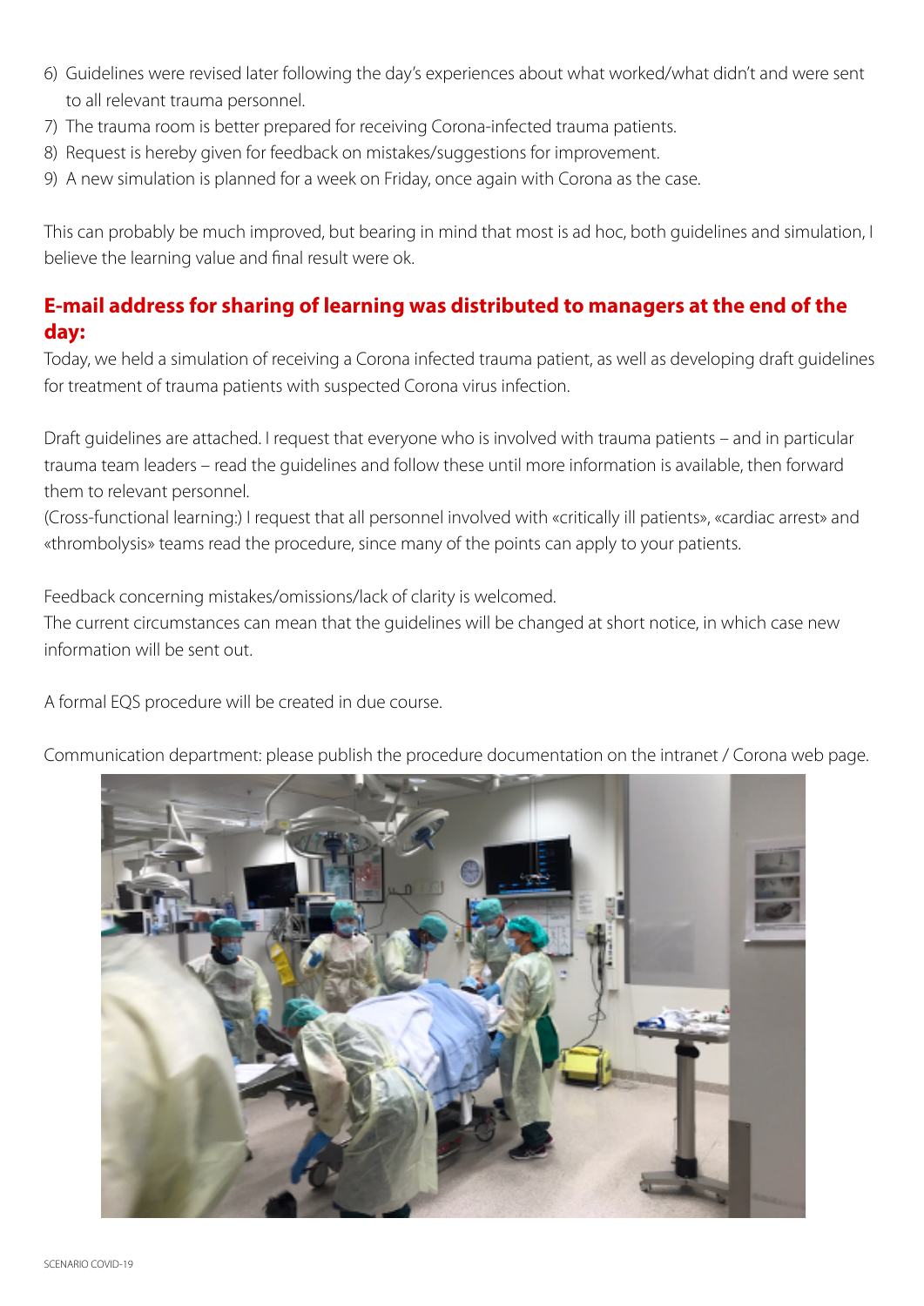6) Guidelines were revised later following the day's experiences about what worked/what didn't and were sent to all relevant trauma personnel.
7) The trauma room is better prepared for receiving Corona-infected trauma patients.
8) Request is hereby given for feedback on mistakes/suggestions for improvement.
9) A new simulation is planned for a week on Friday, once again with Corona as the case.

This can probably be much improved, but bearing in mind that most is ad hoc, both guidelines and simulation, I believe the learning value and final result were ok.

## E-mail address for sharing of learning was distributed to managers at the end of the day:

Today, we held a simulation of receiving a Corona infected trauma patient, as well as developing draft guidelines for treatment of trauma patients with suspected Corona virus infection.

Draft guidelines are attached. I request that everyone who is involved with trauma patients – and in particular trauma team leaders – read the guidelines and follow these until more information is available, then forward them to relevant personnel.
(Cross-functional learning:) I request that all personnel involved with «critically ill patients», «cardiac arrest» and «thrombolysis» teams read the procedure, since many of the points can apply to your patients.

Feedback concerning mistakes/omissions/lack of clarity is welcomed.
The current circumstances can mean that the guidelines will be changed at short notice, in which case new information will be sent out.

A formal EQS procedure will be created in due course.

Communication department: please publish the procedure documentation on the intranet / Corona web page.